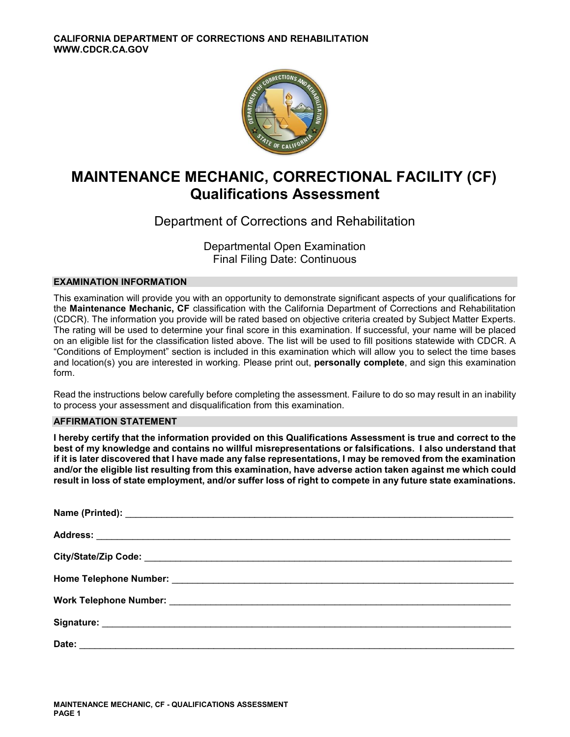CALIFORNIA DEPARTMENT OF CORRECTIONS AND REHABILITATION
WWW.CDCR.CA.GOV

# MAINTENANCE MECHANIC, CORRECTIONAL FACILITY (CF)
# Qualifications Assessment

Department of Corrections and Rehabilitation

Departmental Open Examination
Final Filing Date: Continuous

## EXAMINATION INFORMATION

This examination will provide you with an opportunity to demonstrate significant aspects of your qualifications for the **Maintenance Mechanic, CF** classification with the California Department of Corrections and Rehabilitation (CDCR). The information you provide will be rated based on objective criteria created by Subject Matter Experts. The rating will be used to determine your final score in this examination. If successful, your name will be placed on an eligible list for the classification listed above. The list will be used to fill positions statewide with CDCR. A "Conditions of Employment" section is included in this examination which will allow you to select the time bases and location(s) you are interested in working. Please print out, **personally complete**, and sign this examination form.

Read the instructions below carefully before completing the assessment. Failure to do so may result in an inability to process your assessment and disqualification from this examination.

## AFFIRMATION STATEMENT

**I hereby certify that the information provided on this Qualifications Assessment is true and correct to the best of my knowledge and contains no willful misrepresentations or falsifications. I also understand that if it is later discovered that I have made any false representations, I may be removed from the examination and/or the eligible list resulting from this examination, have adverse action taken against me which could result in loss of state employment, and/or suffer loss of right to compete in any future state examinations.**

**Name (Printed):** ______________________________

**Address:** ______________________________

**City/State/Zip Code:** ______________________________

**Home Telephone Number:** ______________________________

**Work Telephone Number:** ______________________________

**Signature:** ______________________________

**Date:** ______________________________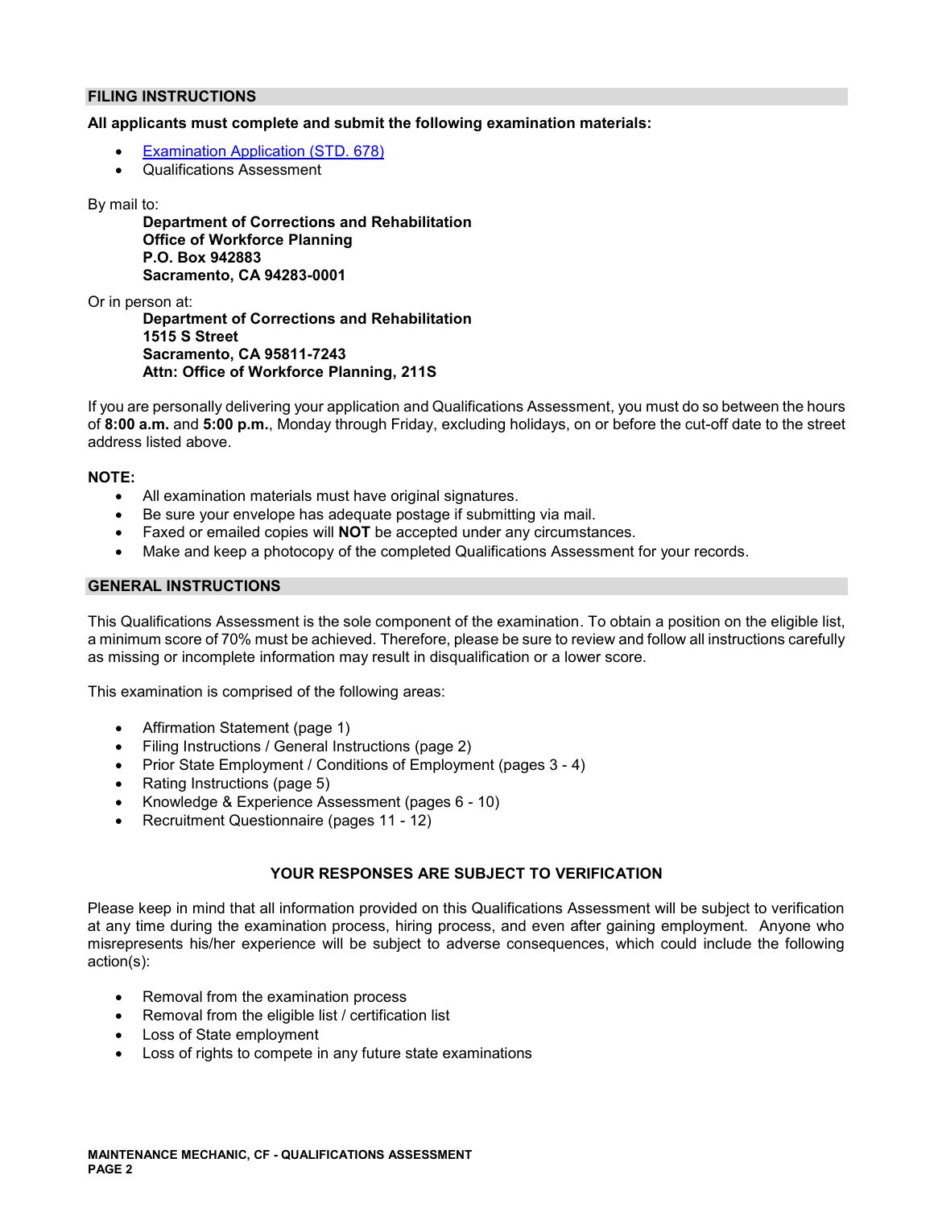## FILING INSTRUCTIONS

**All applicants must complete and submit the following examination materials:**

- [Examination Application (STD. 678)]
- Qualifications Assessment

By mail to:

> **Department of Corrections and Rehabilitation**
> **Office of Workforce Planning**
> **P.O. Box 942883**
> **Sacramento, CA 94283-0001**

Or in person at:

> **Department of Corrections and Rehabilitation**
> **1515 S Street**
> **Sacramento, CA 95811-7243**
> **Attn: Office of Workforce Planning, 211S**

If you are personally delivering your application and Qualifications Assessment, you must do so between the hours of **8:00 a.m.** and **5:00 p.m.**, Monday through Friday, excluding holidays, on or before the cut-off date to the street address listed above.

**NOTE:**

- All examination materials must have original signatures.
- Be sure your envelope has adequate postage if submitting via mail.
- Faxed or emailed copies will **NOT** be accepted under any circumstances.
- Make and keep a photocopy of the completed Qualifications Assessment for your records.

## GENERAL INSTRUCTIONS

This Qualifications Assessment is the sole component of the examination. To obtain a position on the eligible list, a minimum score of 70% must be achieved. Therefore, please be sure to review and follow all instructions carefully as missing or incomplete information may result in disqualification or a lower score.

This examination is comprised of the following areas:

- Affirmation Statement (page 1)
- Filing Instructions / General Instructions (page 2)
- Prior State Employment / Conditions of Employment (pages 3 - 4)
- Rating Instructions (page 5)
- Knowledge & Experience Assessment (pages 6 - 10)
- Recruitment Questionnaire (pages 11 - 12)

**YOUR RESPONSES ARE SUBJECT TO VERIFICATION**

Please keep in mind that all information provided on this Qualifications Assessment will be subject to verification at any time during the examination process, hiring process, and even after gaining employment. Anyone who misrepresents his/her experience will be subject to adverse consequences, which could include the following action(s):

- Removal from the examination process
- Removal from the eligible list / certification list
- Loss of State employment
- Loss of rights to compete in any future state examinations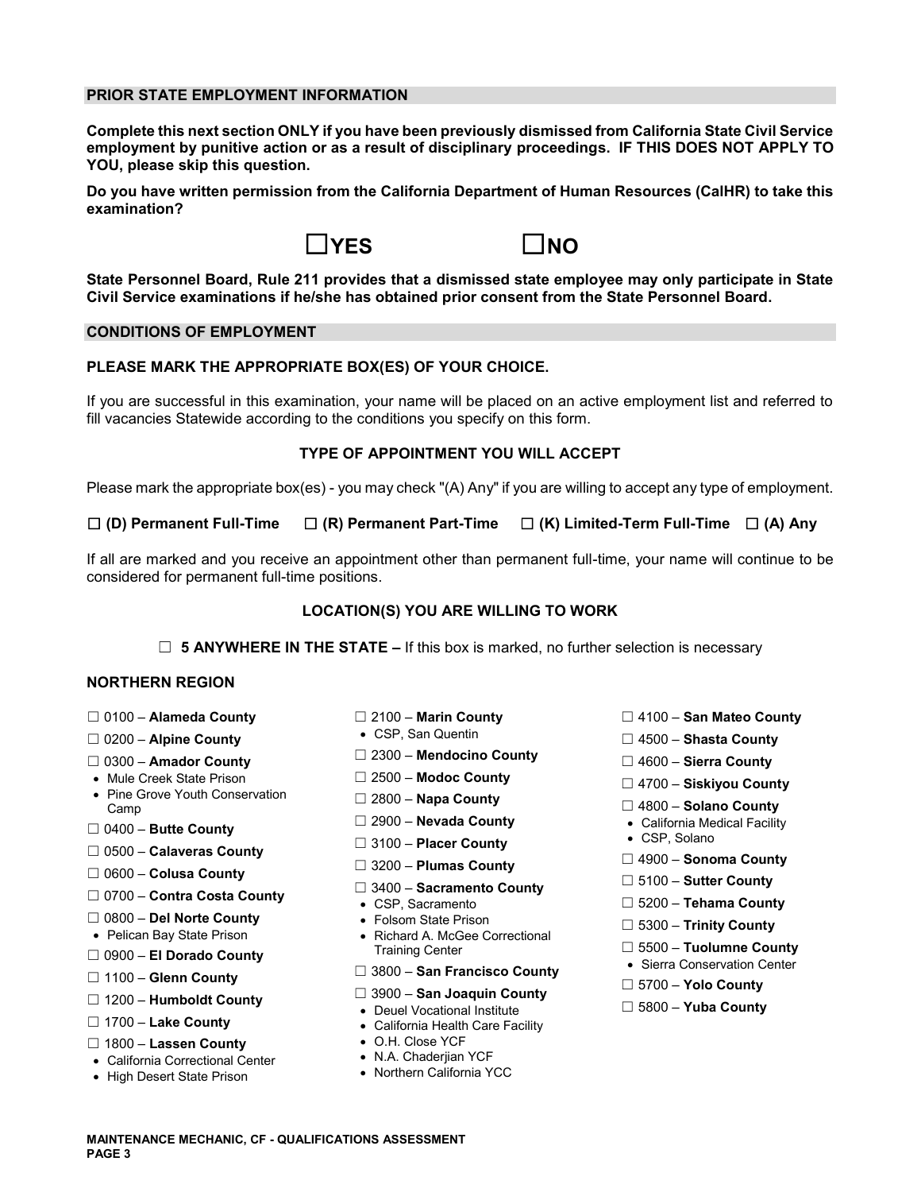## PRIOR STATE EMPLOYMENT INFORMATION

**Complete this next section ONLY if you have been previously dismissed from California State Civil Service employment by punitive action or as a result of disciplinary proceedings. IF THIS DOES NOT APPLY TO YOU, please skip this question.**

**Do you have written permission from the California Department of Human Resources (CalHR) to take this examination?**

☐**YES** ☐**NO**

**State Personnel Board, Rule 211 provides that a dismissed state employee may only participate in State Civil Service examinations if he/she has obtained prior consent from the State Personnel Board.**

## CONDITIONS OF EMPLOYMENT

### PLEASE MARK THE APPROPRIATE BOX(ES) OF YOUR CHOICE.

If you are successful in this examination, your name will be placed on an active employment list and referred to fill vacancies Statewide according to the conditions you specify on this form.

### TYPE OF APPOINTMENT YOU WILL ACCEPT

Please mark the appropriate box(es) - you may check "(A) Any" if you are willing to accept any type of employment.

☐ **(D) Permanent Full-Time** ☐ **(R) Permanent Part-Time** ☐ **(K) Limited-Term Full-Time** ☐ **(A) Any**

If all are marked and you receive an appointment other than permanent full-time, your name will continue to be considered for permanent full-time positions.

### LOCATION(S) YOU ARE WILLING TO WORK

☐ **5 ANYWHERE IN THE STATE –** If this box is marked, no further selection is necessary

### NORTHERN REGION

☐ 0100 – **Alameda County**

☐ 0200 – **Alpine County**

☐ 0300 – **Amador County**
- Mule Creek State Prison
- Pine Grove Youth Conservation Camp

☐ 0400 – **Butte County**

☐ 0500 – **Calaveras County**

☐ 0600 – **Colusa County**

☐ 0700 – **Contra Costa County**

☐ 0800 – **Del Norte County**
- Pelican Bay State Prison

☐ 0900 – **El Dorado County**

☐ 1100 – **Glenn County**

☐ 1200 – **Humboldt County**

☐ 1700 – **Lake County**

☐ 1800 – **Lassen County**
- California Correctional Center
- High Desert State Prison

☐ 2100 – **Marin County**
- CSP, San Quentin

☐ 2300 – **Mendocino County**

☐ 2500 – **Modoc County**

☐ 2800 – **Napa County**

☐ 2900 – **Nevada County**

☐ 3100 – **Placer County**

☐ 3200 – **Plumas County**

☐ 3400 – **Sacramento County**
- CSP, Sacramento
- Folsom State Prison
- Richard A. McGee Correctional Training Center

☐ 3800 – **San Francisco County**

☐ 3900 – **San Joaquin County**
- Deuel Vocational Institute
- California Health Care Facility
- O.H. Close YCF
- N.A. Chaderjian YCF
- Northern California YCC

☐ 4100 – **San Mateo County**

☐ 4500 – **Shasta County**

☐ 4600 – **Sierra County**

☐ 4700 – **Siskiyou County**

☐ 4800 – **Solano County**
- California Medical Facility
- CSP, Solano

☐ 4900 – **Sonoma County**

☐ 5100 – **Sutter County**

☐ 5200 – **Tehama County**

☐ 5300 – **Trinity County**

☐ 5500 – **Tuolumne County**
- Sierra Conservation Center

☐ 5700 – **Yolo County**

☐ 5800 – **Yuba County**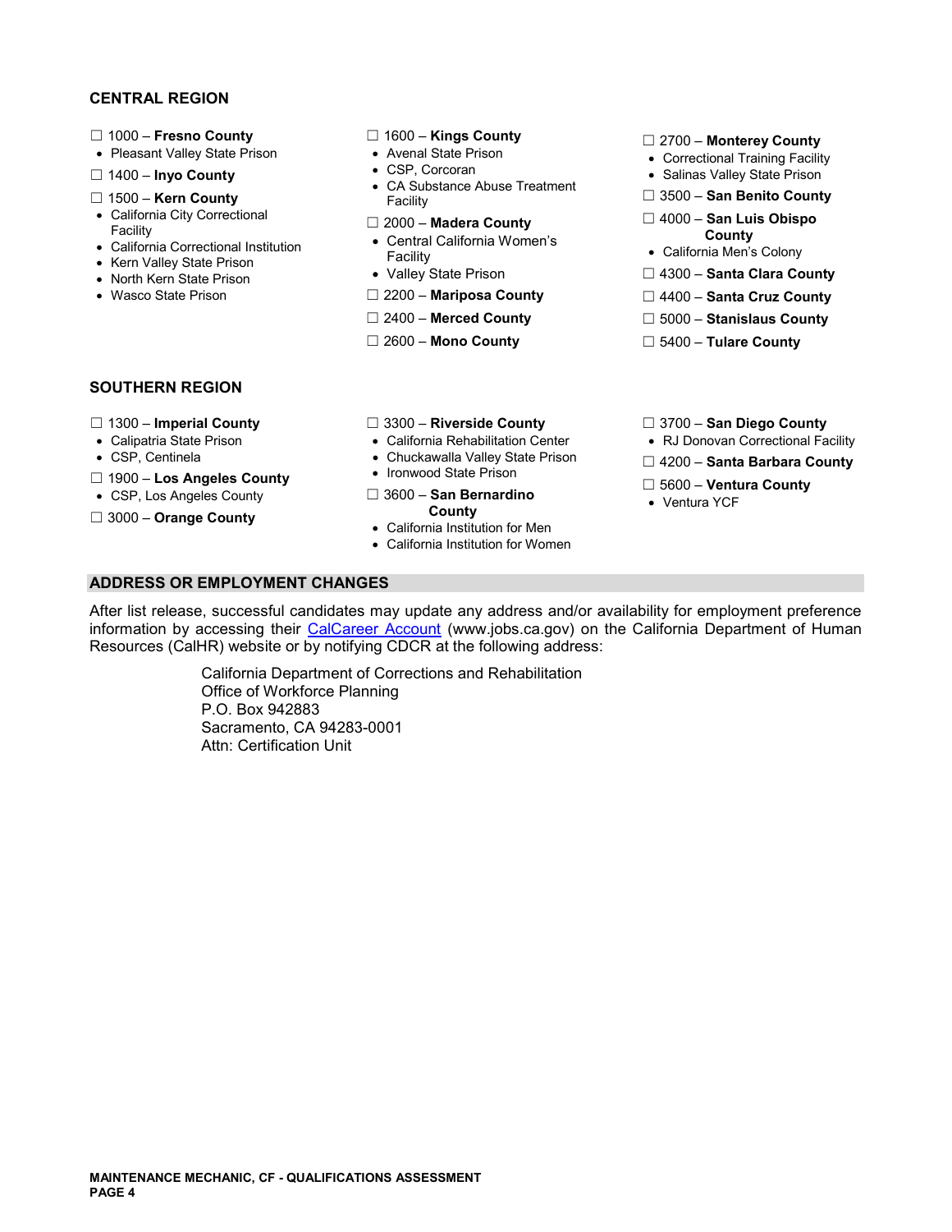## CENTRAL REGION

- ☐ 1000 – **Fresno County**
  - Pleasant Valley State Prison
- ☐ 1400 – **Inyo County**
- ☐ 1500 – **Kern County**
  - California City Correctional Facility
  - California Correctional Institution
  - Kern Valley State Prison
  - North Kern State Prison
  - Wasco State Prison
- ☐ 1600 – **Kings County**
  - Avenal State Prison
  - CSP, Corcoran
  - CA Substance Abuse Treatment Facility
- ☐ 2000 – **Madera County**
  - Central California Women's Facility
  - Valley State Prison
- ☐ 2200 – **Mariposa County**
- ☐ 2400 – **Merced County**
- ☐ 2600 – **Mono County**
- ☐ 2700 – **Monterey County**
  - Correctional Training Facility
  - Salinas Valley State Prison
- ☐ 3500 – **San Benito County**
- ☐ 4000 – **San Luis Obispo County**
  - California Men's Colony
- ☐ 4300 – **Santa Clara County**
- ☐ 4400 – **Santa Cruz County**
- ☐ 5000 – **Stanislaus County**
- ☐ 5400 – **Tulare County**

## SOUTHERN REGION

- ☐ 1300 – **Imperial County**
  - Calipatria State Prison
  - CSP, Centinela
- ☐ 1900 – **Los Angeles County**
  - CSP, Los Angeles County
- ☐ 3000 – **Orange County**
- ☐ 3300 – **Riverside County**
  - California Rehabilitation Center
  - Chuckawalla Valley State Prison
  - Ironwood State Prison
- ☐ 3600 – **San Bernardino County**
  - California Institution for Men
  - California Institution for Women
- ☐ 3700 – **San Diego County**
  - RJ Donovan Correctional Facility
- ☐ 4200 – **Santa Barbara County**
- ☐ 5600 – **Ventura County**
  - Ventura YCF

## ADDRESS OR EMPLOYMENT CHANGES

After list release, successful candidates may update any address and/or availability for employment preference information by accessing their CalCareer Account (www.jobs.ca.gov) on the California Department of Human Resources (CalHR) website or by notifying CDCR at the following address:

California Department of Corrections and Rehabilitation
Office of Workforce Planning
P.O. Box 942883
Sacramento, CA 94283-0001
Attn: Certification Unit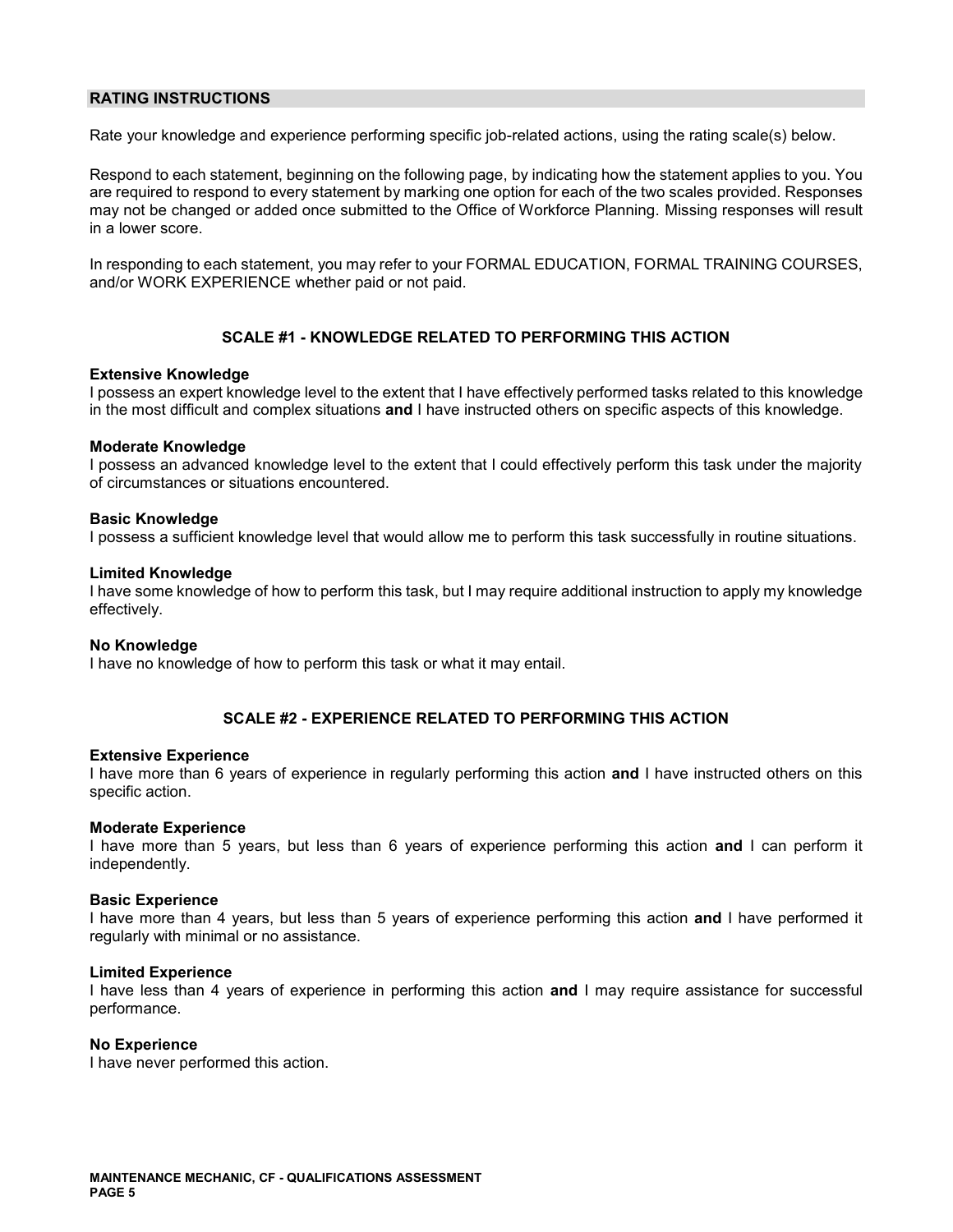## RATING INSTRUCTIONS

Rate your knowledge and experience performing specific job-related actions, using the rating scale(s) below.

Respond to each statement, beginning on the following page, by indicating how the statement applies to you. You are required to respond to every statement by marking one option for each of the two scales provided. Responses may not be changed or added once submitted to the Office of Workforce Planning. Missing responses will result in a lower score.

In responding to each statement, you may refer to your FORMAL EDUCATION, FORMAL TRAINING COURSES, and/or WORK EXPERIENCE whether paid or not paid.

### SCALE #1 - KNOWLEDGE RELATED TO PERFORMING THIS ACTION

**Extensive Knowledge**
I possess an expert knowledge level to the extent that I have effectively performed tasks related to this knowledge in the most difficult and complex situations **and** I have instructed others on specific aspects of this knowledge.

**Moderate Knowledge**
I possess an advanced knowledge level to the extent that I could effectively perform this task under the majority of circumstances or situations encountered.

**Basic Knowledge**
I possess a sufficient knowledge level that would allow me to perform this task successfully in routine situations.

**Limited Knowledge**
I have some knowledge of how to perform this task, but I may require additional instruction to apply my knowledge effectively.

**No Knowledge**
I have no knowledge of how to perform this task or what it may entail.

### SCALE #2 - EXPERIENCE RELATED TO PERFORMING THIS ACTION

**Extensive Experience**
I have more than 6 years of experience in regularly performing this action **and** I have instructed others on this specific action.

**Moderate Experience**
I have more than 5 years, but less than 6 years of experience performing this action **and** I can perform it independently.

**Basic Experience**
I have more than 4 years, but less than 5 years of experience performing this action **and** I have performed it regularly with minimal or no assistance.

**Limited Experience**
I have less than 4 years of experience in performing this action **and** I may require assistance for successful performance.

**No Experience**
I have never performed this action.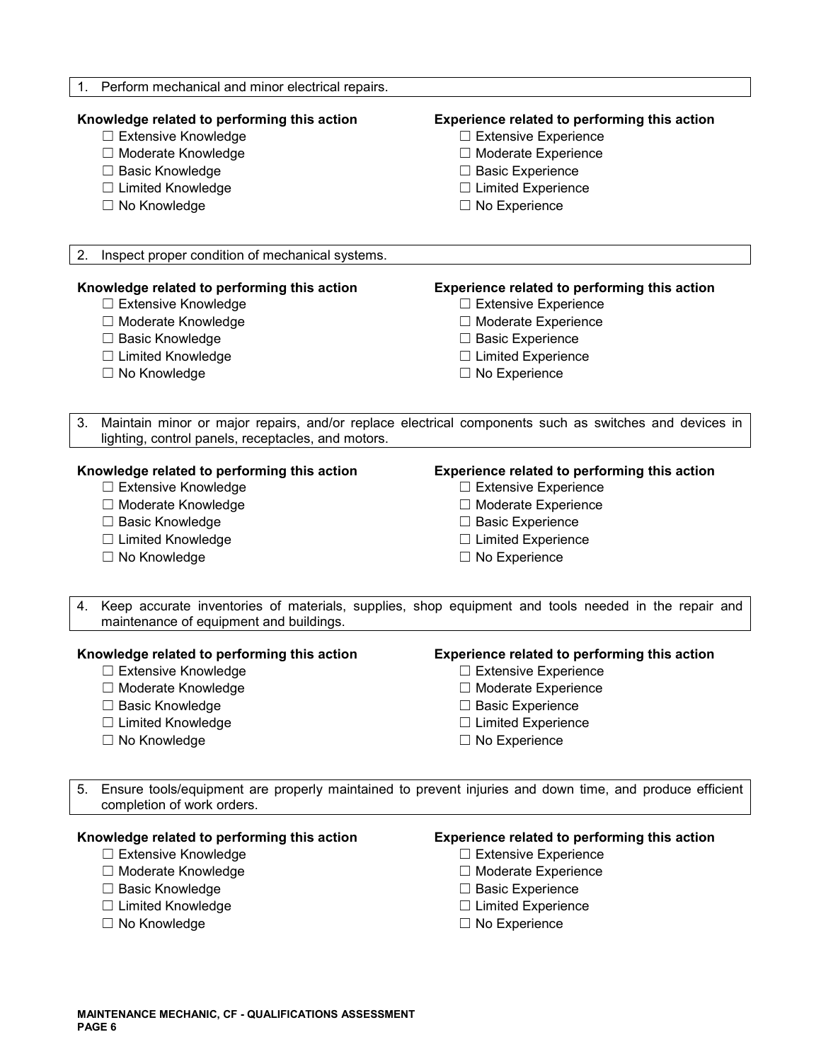1. Perform mechanical and minor electrical repairs.

**Knowledge related to performing this action**
- ☐ Extensive Knowledge
- ☐ Moderate Knowledge
- ☐ Basic Knowledge
- ☐ Limited Knowledge
- ☐ No Knowledge

**Experience related to performing this action**
- ☐ Extensive Experience
- ☐ Moderate Experience
- ☐ Basic Experience
- ☐ Limited Experience
- ☐ No Experience

2. Inspect proper condition of mechanical systems.

**Knowledge related to performing this action**
- ☐ Extensive Knowledge
- ☐ Moderate Knowledge
- ☐ Basic Knowledge
- ☐ Limited Knowledge
- ☐ No Knowledge

**Experience related to performing this action**
- ☐ Extensive Experience
- ☐ Moderate Experience
- ☐ Basic Experience
- ☐ Limited Experience
- ☐ No Experience

3. Maintain minor or major repairs, and/or replace electrical components such as switches and devices in lighting, control panels, receptacles, and motors.

**Knowledge related to performing this action**
- ☐ Extensive Knowledge
- ☐ Moderate Knowledge
- ☐ Basic Knowledge
- ☐ Limited Knowledge
- ☐ No Knowledge

**Experience related to performing this action**
- ☐ Extensive Experience
- ☐ Moderate Experience
- ☐ Basic Experience
- ☐ Limited Experience
- ☐ No Experience

4. Keep accurate inventories of materials, supplies, shop equipment and tools needed in the repair and maintenance of equipment and buildings.

**Knowledge related to performing this action**
- ☐ Extensive Knowledge
- ☐ Moderate Knowledge
- ☐ Basic Knowledge
- ☐ Limited Knowledge
- ☐ No Knowledge

**Experience related to performing this action**
- ☐ Extensive Experience
- ☐ Moderate Experience
- ☐ Basic Experience
- ☐ Limited Experience
- ☐ No Experience

5. Ensure tools/equipment are properly maintained to prevent injuries and down time, and produce efficient completion of work orders.

**Knowledge related to performing this action**
- ☐ Extensive Knowledge
- ☐ Moderate Knowledge
- ☐ Basic Knowledge
- ☐ Limited Knowledge
- ☐ No Knowledge

**Experience related to performing this action**
- ☐ Extensive Experience
- ☐ Moderate Experience
- ☐ Basic Experience
- ☐ Limited Experience
- ☐ No Experience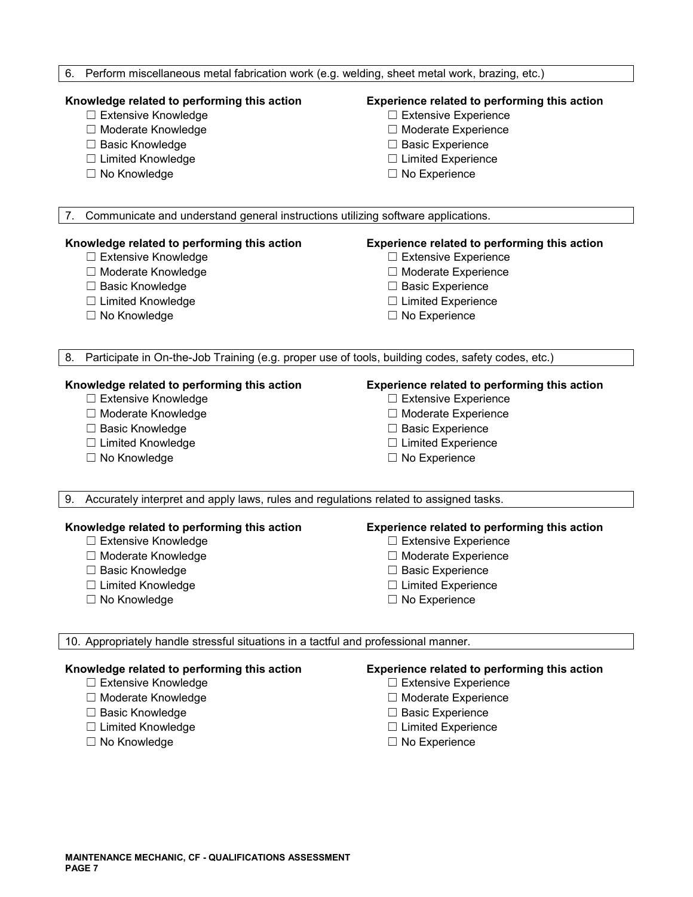6. Perform miscellaneous metal fabrication work (e.g. welding, sheet metal work, brazing, etc.)

**Knowledge related to performing this action**

- ☐ Extensive Knowledge
- ☐ Moderate Knowledge
- ☐ Basic Knowledge
- ☐ Limited Knowledge
- ☐ No Knowledge

**Experience related to performing this action**

- ☐ Extensive Experience
- ☐ Moderate Experience
- ☐ Basic Experience
- ☐ Limited Experience
- ☐ No Experience

7. Communicate and understand general instructions utilizing software applications.

**Knowledge related to performing this action**

- ☐ Extensive Knowledge
- ☐ Moderate Knowledge
- ☐ Basic Knowledge
- ☐ Limited Knowledge
- ☐ No Knowledge

**Experience related to performing this action**

- ☐ Extensive Experience
- ☐ Moderate Experience
- ☐ Basic Experience
- ☐ Limited Experience
- ☐ No Experience

8. Participate in On-the-Job Training (e.g. proper use of tools, building codes, safety codes, etc.)

**Knowledge related to performing this action**

- ☐ Extensive Knowledge
- ☐ Moderate Knowledge
- ☐ Basic Knowledge
- ☐ Limited Knowledge
- ☐ No Knowledge

**Experience related to performing this action**

- ☐ Extensive Experience
- ☐ Moderate Experience
- ☐ Basic Experience
- ☐ Limited Experience
- ☐ No Experience

9. Accurately interpret and apply laws, rules and regulations related to assigned tasks.

**Knowledge related to performing this action**

- ☐ Extensive Knowledge
- ☐ Moderate Knowledge
- ☐ Basic Knowledge
- ☐ Limited Knowledge
- ☐ No Knowledge

**Experience related to performing this action**

- ☐ Extensive Experience
- ☐ Moderate Experience
- ☐ Basic Experience
- ☐ Limited Experience
- ☐ No Experience

10. Appropriately handle stressful situations in a tactful and professional manner.

**Knowledge related to performing this action**

- ☐ Extensive Knowledge
- ☐ Moderate Knowledge
- ☐ Basic Knowledge
- ☐ Limited Knowledge
- ☐ No Knowledge

**Experience related to performing this action**

- ☐ Extensive Experience
- ☐ Moderate Experience
- ☐ Basic Experience
- ☐ Limited Experience
- ☐ No Experience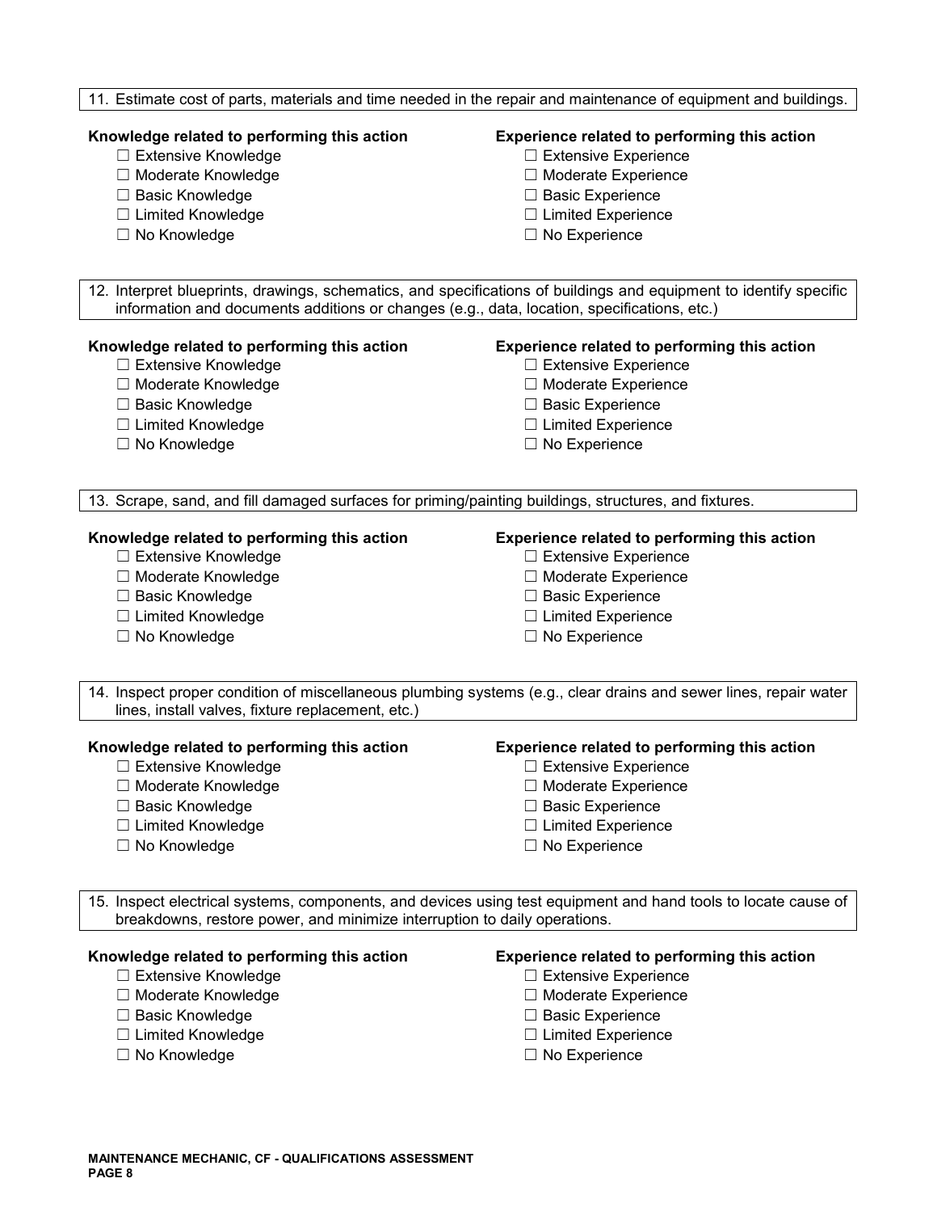11. Estimate cost of parts, materials and time needed in the repair and maintenance of equipment and buildings.

**Knowledge related to performing this action**
- ☐ Extensive Knowledge
- ☐ Moderate Knowledge
- ☐ Basic Knowledge
- ☐ Limited Knowledge
- ☐ No Knowledge

**Experience related to performing this action**
- ☐ Extensive Experience
- ☐ Moderate Experience
- ☐ Basic Experience
- ☐ Limited Experience
- ☐ No Experience

12. Interpret blueprints, drawings, schematics, and specifications of buildings and equipment to identify specific information and documents additions or changes (e.g., data, location, specifications, etc.)

**Knowledge related to performing this action**
- ☐ Extensive Knowledge
- ☐ Moderate Knowledge
- ☐ Basic Knowledge
- ☐ Limited Knowledge
- ☐ No Knowledge

**Experience related to performing this action**
- ☐ Extensive Experience
- ☐ Moderate Experience
- ☐ Basic Experience
- ☐ Limited Experience
- ☐ No Experience

13. Scrape, sand, and fill damaged surfaces for priming/painting buildings, structures, and fixtures.

**Knowledge related to performing this action**
- ☐ Extensive Knowledge
- ☐ Moderate Knowledge
- ☐ Basic Knowledge
- ☐ Limited Knowledge
- ☐ No Knowledge

**Experience related to performing this action**
- ☐ Extensive Experience
- ☐ Moderate Experience
- ☐ Basic Experience
- ☐ Limited Experience
- ☐ No Experience

14. Inspect proper condition of miscellaneous plumbing systems (e.g., clear drains and sewer lines, repair water lines, install valves, fixture replacement, etc.)

**Knowledge related to performing this action**
- ☐ Extensive Knowledge
- ☐ Moderate Knowledge
- ☐ Basic Knowledge
- ☐ Limited Knowledge
- ☐ No Knowledge

**Experience related to performing this action**
- ☐ Extensive Experience
- ☐ Moderate Experience
- ☐ Basic Experience
- ☐ Limited Experience
- ☐ No Experience

15. Inspect electrical systems, components, and devices using test equipment and hand tools to locate cause of breakdowns, restore power, and minimize interruption to daily operations.

**Knowledge related to performing this action**
- ☐ Extensive Knowledge
- ☐ Moderate Knowledge
- ☐ Basic Knowledge
- ☐ Limited Knowledge
- ☐ No Knowledge

**Experience related to performing this action**
- ☐ Extensive Experience
- ☐ Moderate Experience
- ☐ Basic Experience
- ☐ Limited Experience
- ☐ No Experience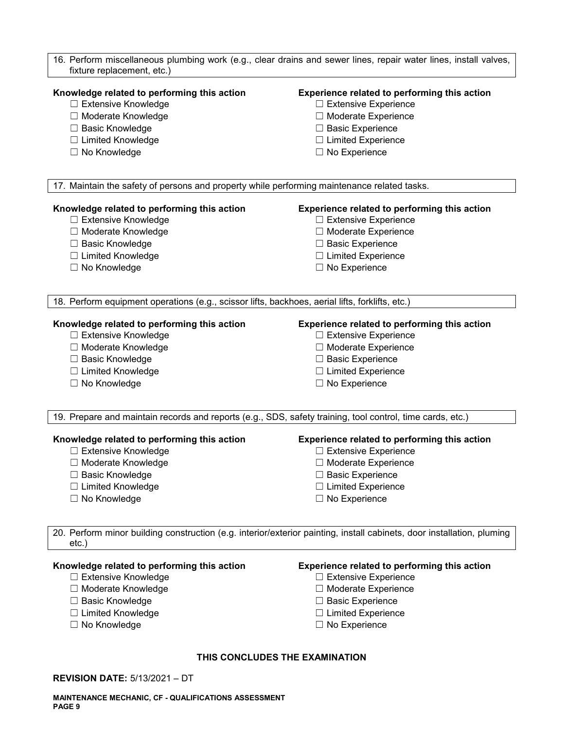16. Perform miscellaneous plumbing work (e.g., clear drains and sewer lines, repair water lines, install valves, fixture replacement, etc.)

**Knowledge related to performing this action**

- ☐ Extensive Knowledge
- ☐ Moderate Knowledge
- ☐ Basic Knowledge
- ☐ Limited Knowledge
- ☐ No Knowledge

**Experience related to performing this action**

- ☐ Extensive Experience
- ☐ Moderate Experience
- ☐ Basic Experience
- ☐ Limited Experience
- ☐ No Experience

17. Maintain the safety of persons and property while performing maintenance related tasks.

**Knowledge related to performing this action**

- ☐ Extensive Knowledge
- ☐ Moderate Knowledge
- ☐ Basic Knowledge
- ☐ Limited Knowledge
- ☐ No Knowledge

**Experience related to performing this action**

- ☐ Extensive Experience
- ☐ Moderate Experience
- ☐ Basic Experience
- ☐ Limited Experience
- ☐ No Experience

18. Perform equipment operations (e.g., scissor lifts, backhoes, aerial lifts, forklifts, etc.)

**Knowledge related to performing this action**

- ☐ Extensive Knowledge
- ☐ Moderate Knowledge
- ☐ Basic Knowledge
- ☐ Limited Knowledge
- ☐ No Knowledge

**Experience related to performing this action**

- ☐ Extensive Experience
- ☐ Moderate Experience
- ☐ Basic Experience
- ☐ Limited Experience
- ☐ No Experience

19. Prepare and maintain records and reports (e.g., SDS, safety training, tool control, time cards, etc.)

**Knowledge related to performing this action**

- ☐ Extensive Knowledge
- ☐ Moderate Knowledge
- ☐ Basic Knowledge
- ☐ Limited Knowledge
- ☐ No Knowledge

**Experience related to performing this action**

- ☐ Extensive Experience
- ☐ Moderate Experience
- ☐ Basic Experience
- ☐ Limited Experience
- ☐ No Experience

20. Perform minor building construction (e.g. interior/exterior painting, install cabinets, door installation, puming etc.)

**Knowledge related to performing this action**

- ☐ Extensive Knowledge
- ☐ Moderate Knowledge
- ☐ Basic Knowledge
- ☐ Limited Knowledge
- ☐ No Knowledge

**Experience related to performing this action**

- ☐ Extensive Experience
- ☐ Moderate Experience
- ☐ Basic Experience
- ☐ Limited Experience
- ☐ No Experience

**THIS CONCLUDES THE EXAMINATION**

**REVISION DATE:** 5/13/2021 – DT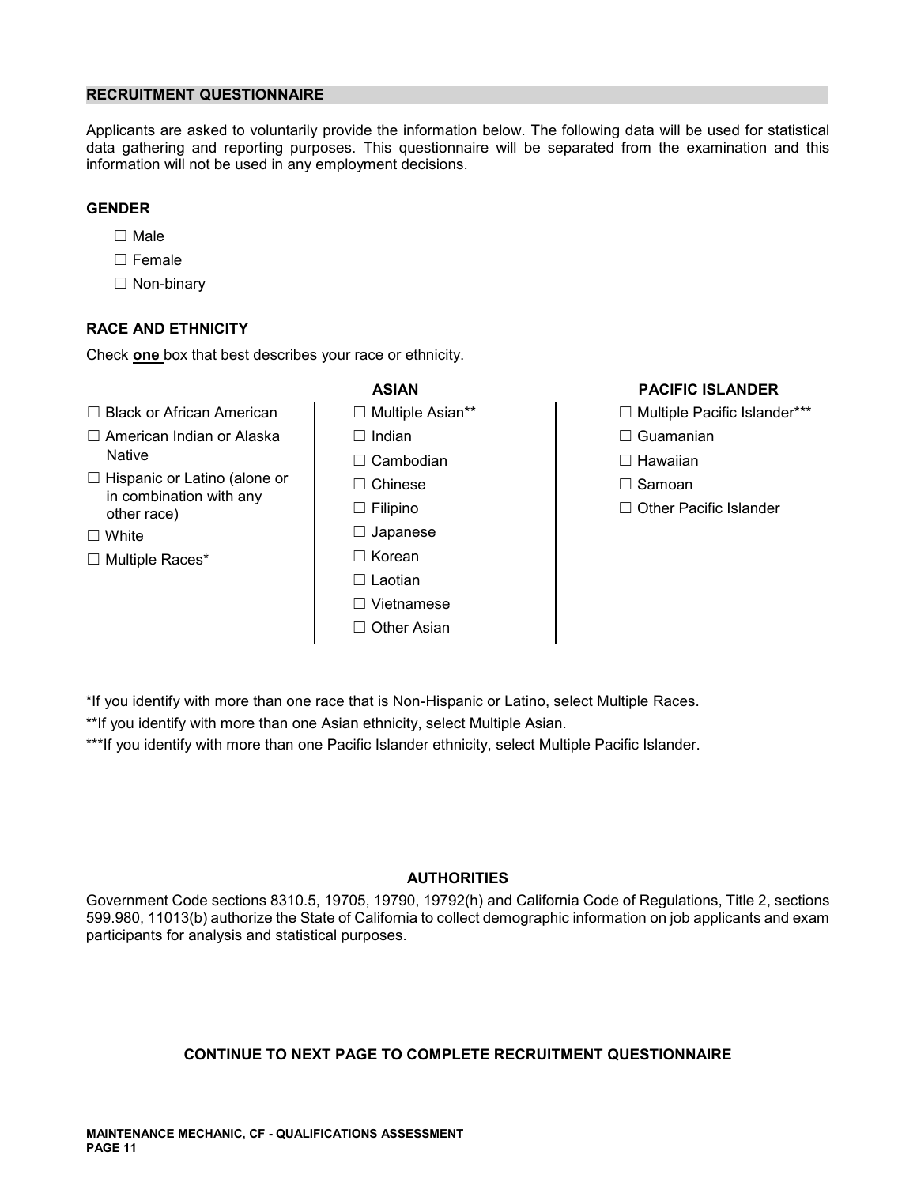## RECRUITMENT QUESTIONNAIRE

Applicants are asked to voluntarily provide the information below. The following data will be used for statistical data gathering and reporting purposes. This questionnaire will be separated from the examination and this information will not be used in any employment decisions.

### GENDER

☐ Male

☐ Female

☐ Non-binary

### RACE AND ETHNICITY

Check **one** box that best describes your race or ethnicity.

☐ Black or African American

☐ American Indian or Alaska Native

☐ Hispanic or Latino (alone or in combination with any other race)

☐ White

☐ Multiple Races*

**ASIAN**

☐ Multiple Asian**

☐ Indian

☐ Cambodian

☐ Chinese

☐ Filipino

☐ Japanese

☐ Korean

☐ Laotian

☐ Vietnamese

☐ Other Asian

**PACIFIC ISLANDER**

☐ Multiple Pacific Islander***

☐ Guamanian

☐ Hawaiian

☐ Samoan

☐ Other Pacific Islander

*If you identify with more than one race that is Non-Hispanic or Latino, select Multiple Races.

**If you identify with more than one Asian ethnicity, select Multiple Asian.

***If you identify with more than one Pacific Islander ethnicity, select Multiple Pacific Islander.

### AUTHORITIES

Government Code sections 8310.5, 19705, 19790, 19792(h) and California Code of Regulations, Title 2, sections 599.980, 11013(b) authorize the State of California to collect demographic information on job applicants and exam participants for analysis and statistical purposes.

**CONTINUE TO NEXT PAGE TO COMPLETE RECRUITMENT QUESTIONNAIRE**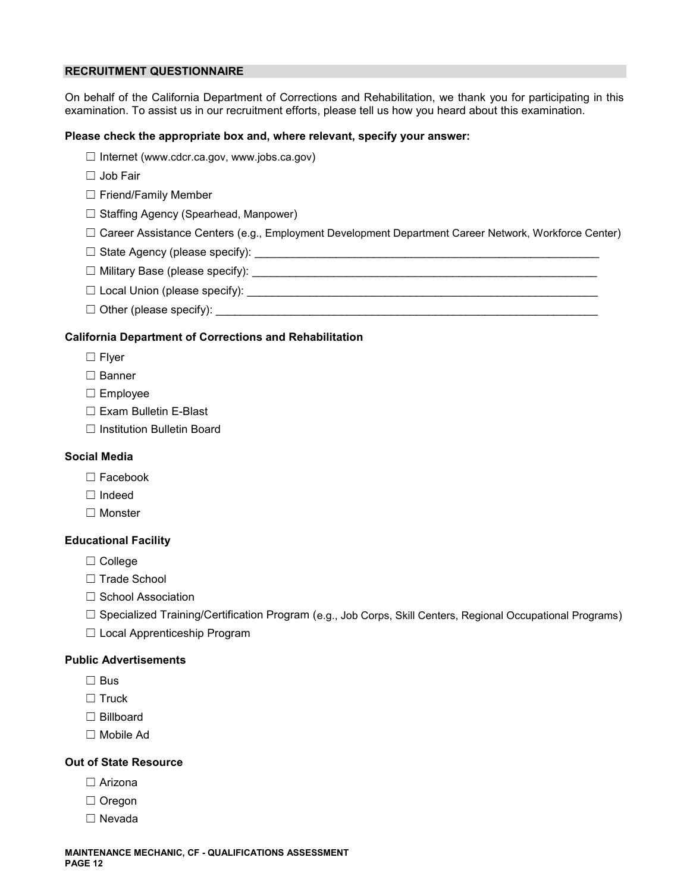## RECRUITMENT QUESTIONNAIRE

On behalf of the California Department of Corrections and Rehabilitation, we thank you for participating in this examination. To assist us in our recruitment efforts, please tell us how you heard about this examination.

**Please check the appropriate box and, where relevant, specify your answer:**

- ☐ Internet (www.cdcr.ca.gov, www.jobs.ca.gov)
- ☐ Job Fair
- ☐ Friend/Family Member
- ☐ Staffing Agency (Spearhead, Manpower)
- ☐ Career Assistance Centers (e.g., Employment Development Department Career Network, Workforce Center)
- ☐ State Agency (please specify): ___________________________________________________________
- ☐ Military Base (please specify): ___________________________________________________________
- ☐ Local Union (please specify): ____________________________________________________________
- ☐ Other (please specify): _________________________________________________________________

**California Department of Corrections and Rehabilitation**

- ☐ Flyer
- ☐ Banner
- ☐ Employee
- ☐ Exam Bulletin E-Blast
- ☐ Institution Bulletin Board

**Social Media**

- ☐ Facebook
- ☐ Indeed
- ☐ Monster

**Educational Facility**

- ☐ College
- ☐ Trade School
- ☐ School Association
- ☐ Specialized Training/Certification Program (e.g., Job Corps, Skill Centers, Regional Occupational Programs)
- ☐ Local Apprenticeship Program

**Public Advertisements**

- ☐ Bus
- ☐ Truck
- ☐ Billboard
- ☐ Mobile Ad

**Out of State Resource**

- ☐ Arizona
- ☐ Oregon
- ☐ Nevada